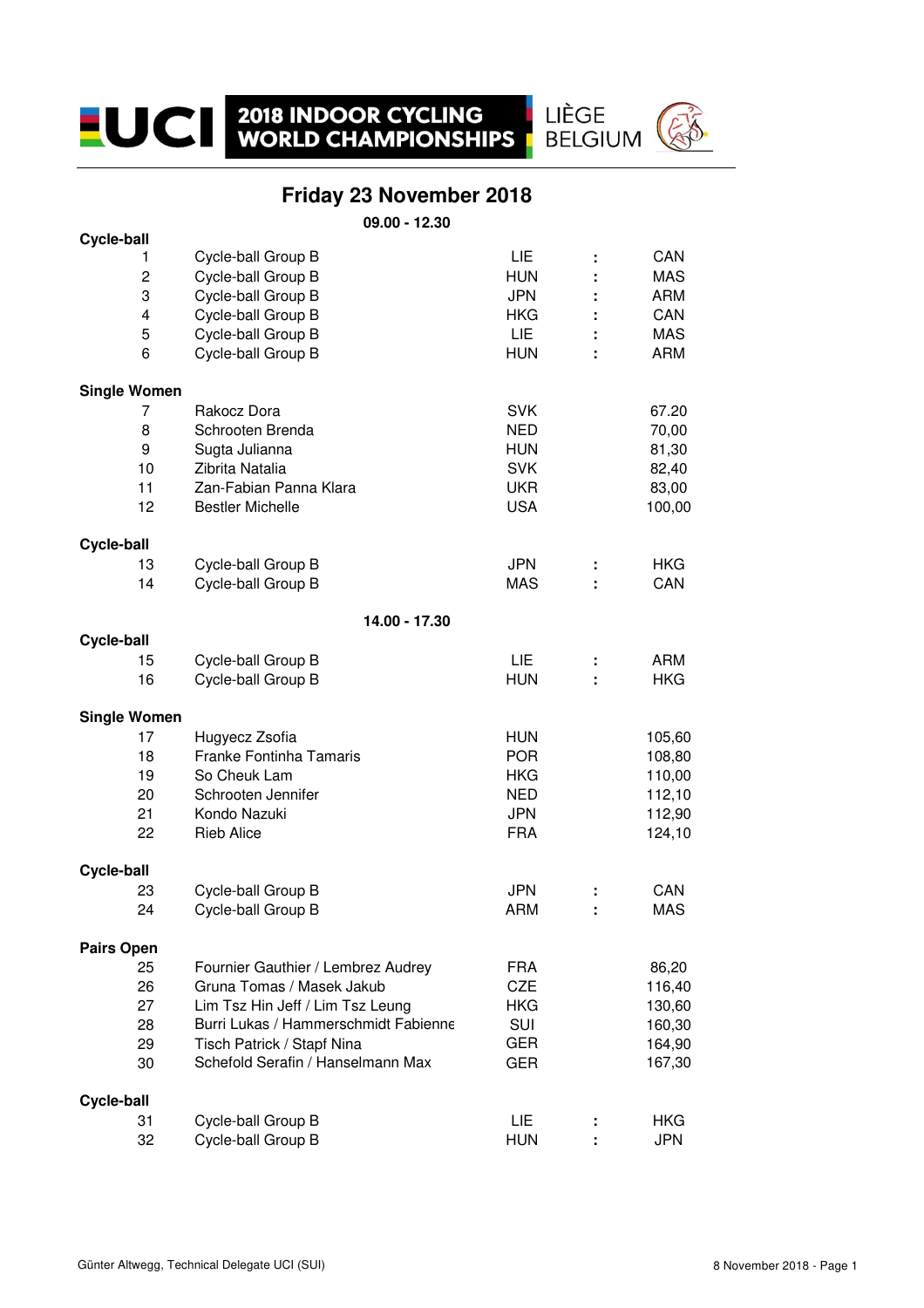# 2018 INDOOR CYCLING WORLD CHAMPIONSHIPS

LIÈGE BELGIUM

## Friday 23 November 2018

**09.00 - 12.30**

**Cycle-ball**

| | | | | |
|---|---|---|---|---|
| 1 | Cycle-ball Group B | LIE | : | CAN |
| 2 | Cycle-ball Group B | HUN | : | MAS |
| 3 | Cycle-ball Group B | JPN | : | ARM |
| 4 | Cycle-ball Group B | HKG | : | CAN |
| 5 | Cycle-ball Group B | LIE | : | MAS |
| 6 | Cycle-ball Group B | HUN | : | ARM |

**Single Women**

| | | | |
|---|---|---|---|
| 7 | Rakocz Dora | SVK | 67.20 |
| 8 | Schrooten Brenda | NED | 70,00 |
| 9 | Sugta Julianna | HUN | 81,30 |
| 10 | Zibrita Natalia | SVK | 82,40 |
| 11 | Zan-Fabian Panna Klara | UKR | 83,00 |
| 12 | Bestler Michelle | USA | 100,00 |

**Cycle-ball**

| | | | | |
|---|---|---|---|---|
| 13 | Cycle-ball Group B | JPN | : | HKG |
| 14 | Cycle-ball Group B | MAS | : | CAN |

**14.00 - 17.30**

**Cycle-ball**

| | | | | |
|---|---|---|---|---|
| 15 | Cycle-ball Group B | LIE | : | ARM |
| 16 | Cycle-ball Group B | HUN | : | HKG |

**Single Women**

| | | | |
|---|---|---|---|
| 17 | Hugyecz Zsofia | HUN | 105,60 |
| 18 | Franke Fontinha Tamaris | POR | 108,80 |
| 19 | So Cheuk Lam | HKG | 110,00 |
| 20 | Schrooten Jennifer | NED | 112,10 |
| 21 | Kondo Nazuki | JPN | 112,90 |
| 22 | Rieb Alice | FRA | 124,10 |

**Cycle-ball**

| | | | | |
|---|---|---|---|---|
| 23 | Cycle-ball Group B | JPN | : | CAN |
| 24 | Cycle-ball Group B | ARM | : | MAS |

**Pairs Open**

| | | | |
|---|---|---|---|
| 25 | Fournier Gauthier / Lembrez Audrey | FRA | 86,20 |
| 26 | Gruna Tomas / Masek Jakub | CZE | 116,40 |
| 27 | Lim Tsz Hin Jeff / Lim Tsz Leung | HKG | 130,60 |
| 28 | Burri Lukas / Hammerschmidt Fabienne | SUI | 160,30 |
| 29 | Tisch Patrick / Stapf Nina | GER | 164,90 |
| 30 | Schefold Serafin / Hanselmann Max | GER | 167,30 |

**Cycle-ball**

| | | | | |
|---|---|---|---|---|
| 31 | Cycle-ball Group B | LIE | : | HKG |
| 32 | Cycle-ball Group B | HUN | : | JPN |

Günter Altwegg, Technical Delegate UCI (SUI)

8 November 2018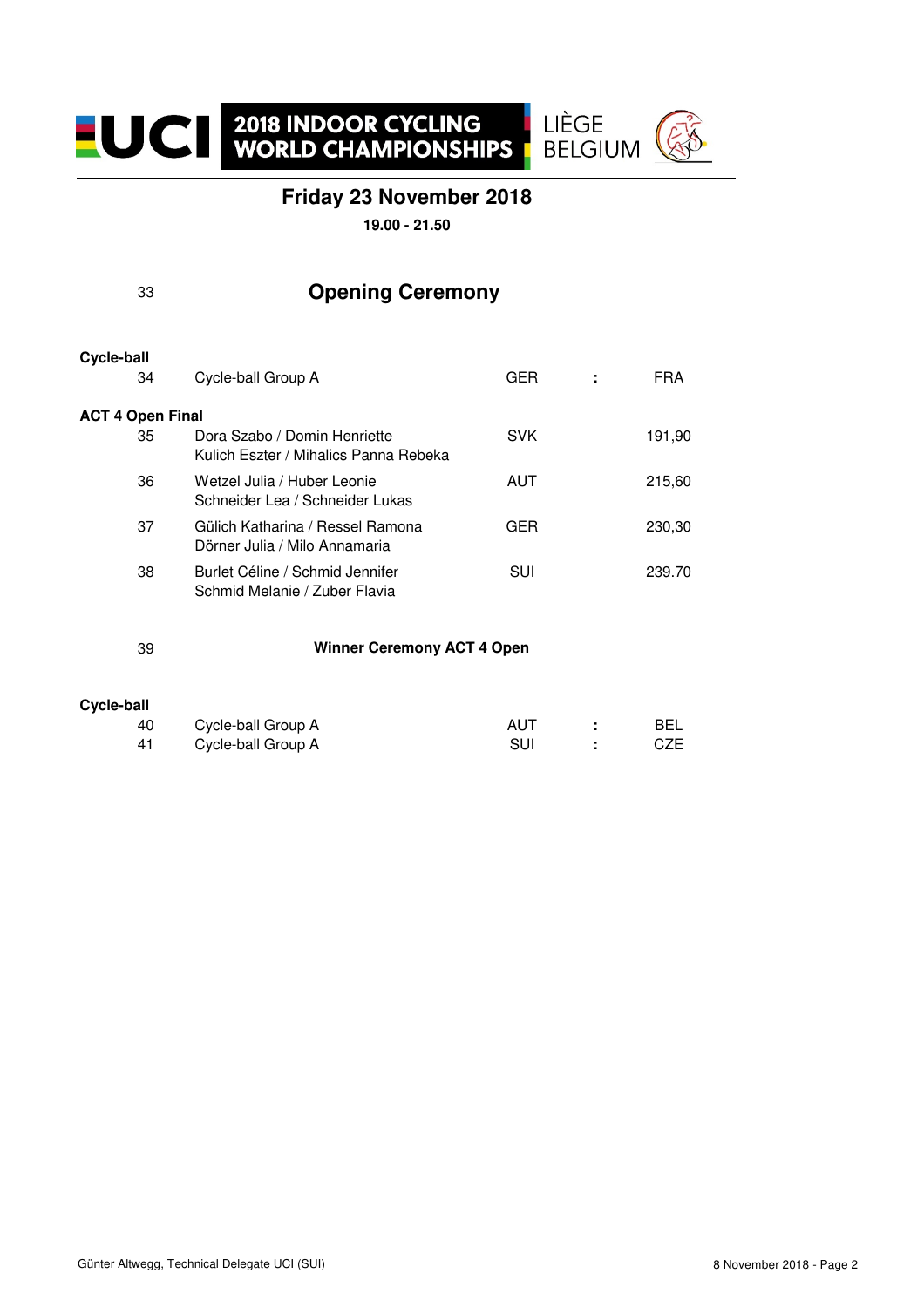2018 INDOOR CYCLING WORLD CHAMPIONSHIPS
LIÈGE BELGIUM

## Friday 23 November 2018

**19.00 - 21.50**

33 **Opening Ceremony**

**Cycle-ball**

| No. | Event | | | |
|---|---|---|---|---|
| 34 | Cycle-ball Group A | GER | : | FRA |

**ACT 4 Open Final**

| No. | Names | Nation | Score |
|---|---|---|---|
| 35 | Dora Szabo / Domin Henriette<br>Kulich Eszter / Mihalics Panna Rebeka | SVK | 191,90 |
| 36 | Wetzel Julia / Huber Leonie<br>Schneider Lea / Schneider Lukas | AUT | 215,60 |
| 37 | Gülich Katharina / Ressel Ramona<br>Dörner Julia / Milo Annamaria | GER | 230,30 |
| 38 | Burlet Céline / Schmid Jennifer<br>Schmid Melanie / Zuber Flavia | SUI | 239.70 |

39 **Winner Ceremony ACT 4 Open**

**Cycle-ball**

| No. | Event | | | |
|---|---|---|---|---|
| 40 | Cycle-ball Group A | AUT | : | BEL |
| 41 | Cycle-ball Group A | SUI | : | CZE |

Günter Altwegg, Technical Delegate UCI (SUI)

8 November 2018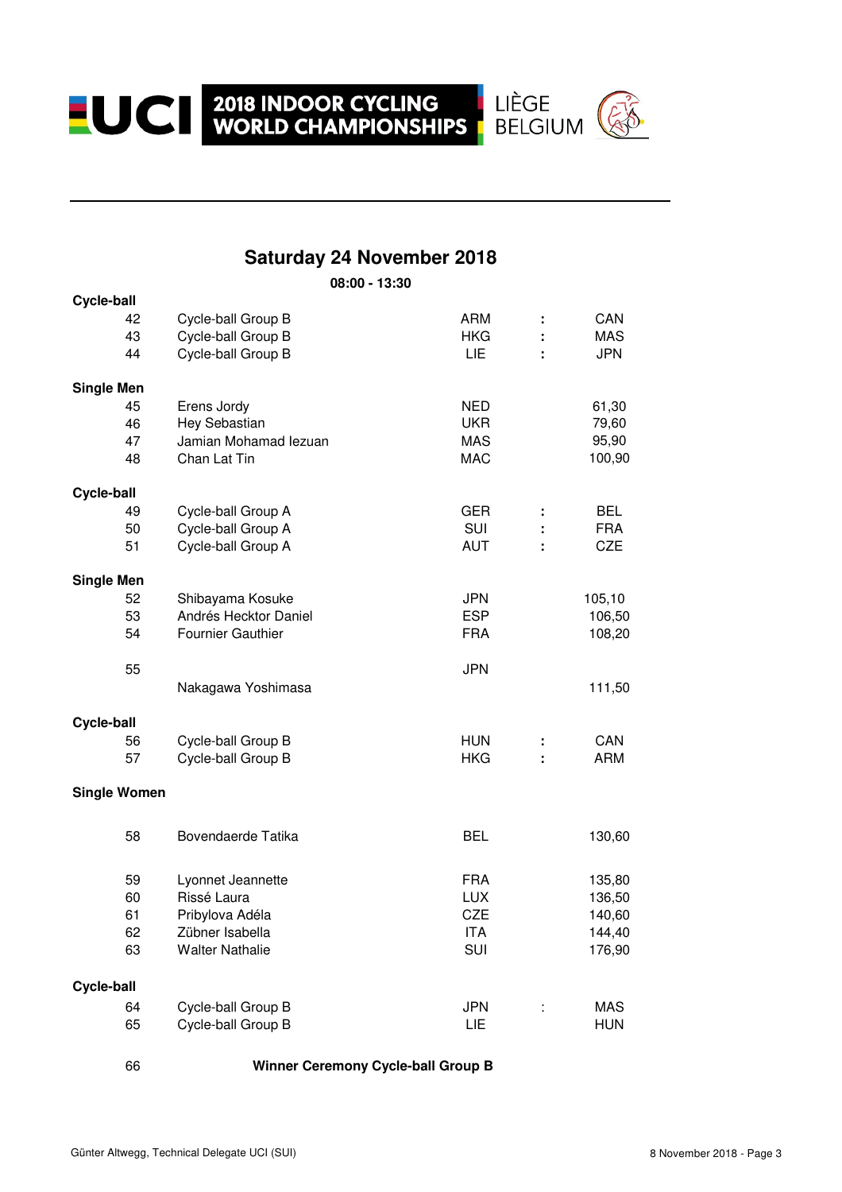2018 INDOOR CYCLING WORLD CHAMPIONSHIPS — LIÈGE BELGIUM

## Saturday 24 November 2018

**08:00 - 13:30**

**Cycle-ball**

| | | | | |
|---|---|---|---|---|
| 42 | Cycle-ball Group B | ARM | : | CAN |
| 43 | Cycle-ball Group B | HKG | : | MAS |
| 44 | Cycle-ball Group B | LIE | : | JPN |

**Single Men**

| | | | |
|---|---|---|---|
| 45 | Erens Jordy | NED | 61,30 |
| 46 | Hey Sebastian | UKR | 79,60 |
| 47 | Jamian Mohamad Iezuan | MAS | 95,90 |
| 48 | Chan Lat Tin | MAC | 100,90 |

**Cycle-ball**

| | | | | |
|---|---|---|---|---|
| 49 | Cycle-ball Group A | GER | : | BEL |
| 50 | Cycle-ball Group A | SUI | : | FRA |
| 51 | Cycle-ball Group A | AUT | : | CZE |

**Single Men**

| | | | |
|---|---|---|---|
| 52 | Shibayama Kosuke | JPN | 105,10 |
| 53 | Andrés Hecktor Daniel | ESP | 106,50 |
| 54 | Fournier Gauthier | FRA | 108,20 |
| 55 | Nakagawa Yoshimasa | JPN | 111,50 |

**Cycle-ball**

| | | | | |
|---|---|---|---|---|
| 56 | Cycle-ball Group B | HUN | : | CAN |
| 57 | Cycle-ball Group B | HKG | : | ARM |

**Single Women**

| | | | |
|---|---|---|---|
| 58 | Bovendaerde Tatika | BEL | 130,60 |
| 59 | Lyonnet Jeannette | FRA | 135,80 |
| 60 | Rissé Laura | LUX | 136,50 |
| 61 | Pribylova Adéla | CZE | 140,60 |
| 62 | Zübner Isabella | ITA | 144,40 |
| 63 | Walter Nathalie | SUI | 176,90 |

**Cycle-ball**

| | | | | |
|---|---|---|---|---|
| 64 | Cycle-ball Group B | JPN | : | MAS |
| 65 | Cycle-ball Group B | LIE | | HUN |

66 **Winner Ceremony Cycle-ball Group B**

Günter Altwegg, Technical Delegate UCI (SUI)

8 November 2018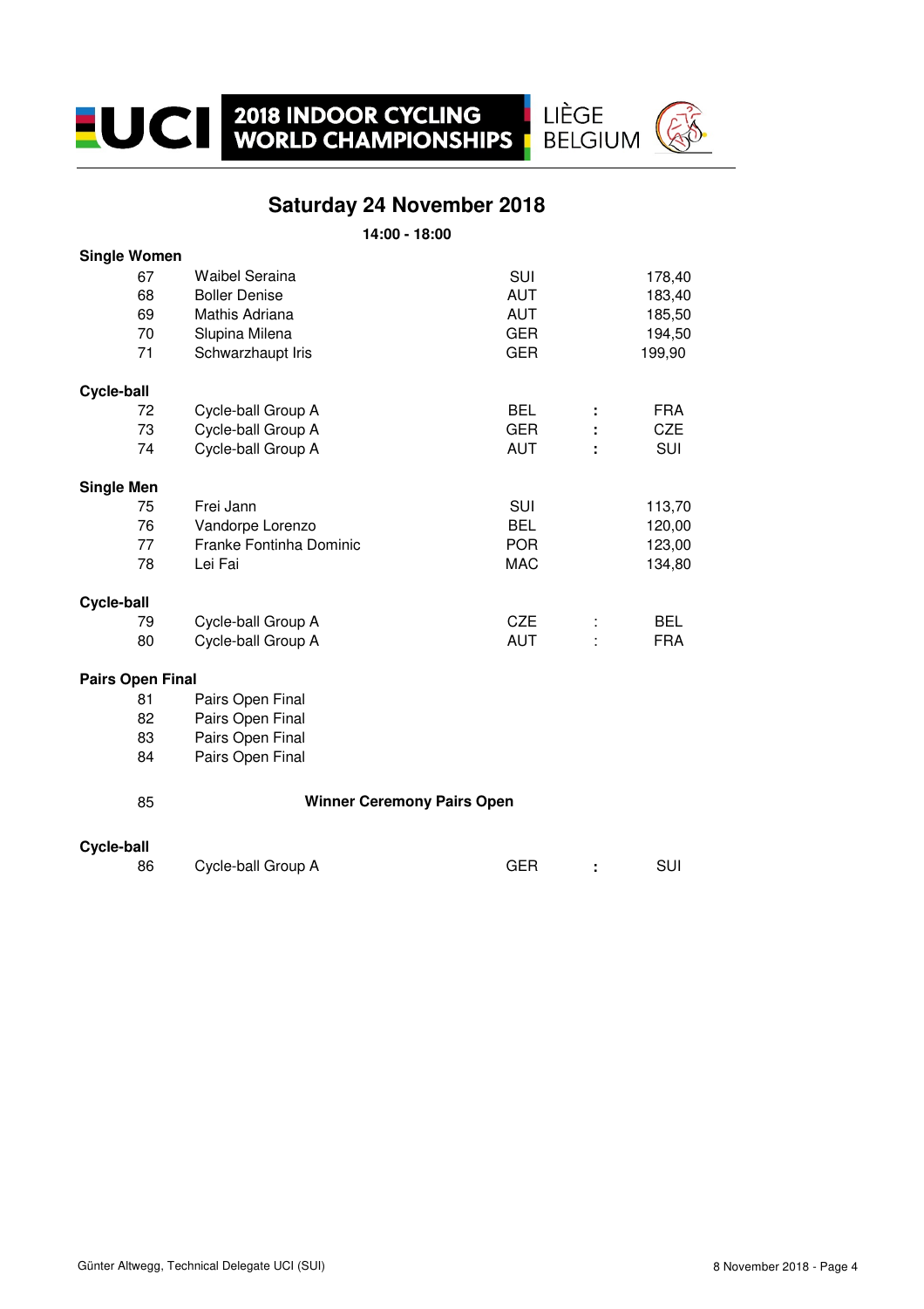# Saturday 24 November 2018

**14:00 - 18:00**

**Single Women**

| | | | |
|---|---|---|---|
| 67 | Waibel Seraina | SUI | 178,40 |
| 68 | Boller Denise | AUT | 183,40 |
| 69 | Mathis Adriana | AUT | 185,50 |
| 70 | Slupina Milena | GER | 194,50 |
| 71 | Schwarzhaupt Iris | GER | 199,90 |

**Cycle-ball**

| | | | | |
|---|---|---|---|---|
| 72 | Cycle-ball Group A | BEL | : | FRA |
| 73 | Cycle-ball Group A | GER | : | CZE |
| 74 | Cycle-ball Group A | AUT | : | SUI |

**Single Men**

| | | | |
|---|---|---|---|
| 75 | Frei Jann | SUI | 113,70 |
| 76 | Vandorpe Lorenzo | BEL | 120,00 |
| 77 | Franke Fontinha Dominic | POR | 123,00 |
| 78 | Lei Fai | MAC | 134,80 |

**Cycle-ball**

| | | | | |
|---|---|---|---|---|
| 79 | Cycle-ball Group A | CZE | : | BEL |
| 80 | Cycle-ball Group A | AUT | : | FRA |

**Pairs Open Final**

| | |
|---|---|
| 81 | Pairs Open Final |
| 82 | Pairs Open Final |
| 83 | Pairs Open Final |
| 84 | Pairs Open Final |

85 **Winner Ceremony Pairs Open**

**Cycle-ball**

| | | | | |
|---|---|---|---|---|
| 86 | Cycle-ball Group A | GER | : | SUI |

Günter Altwegg, Technical Delegate UCI (SUI)

8 November 2018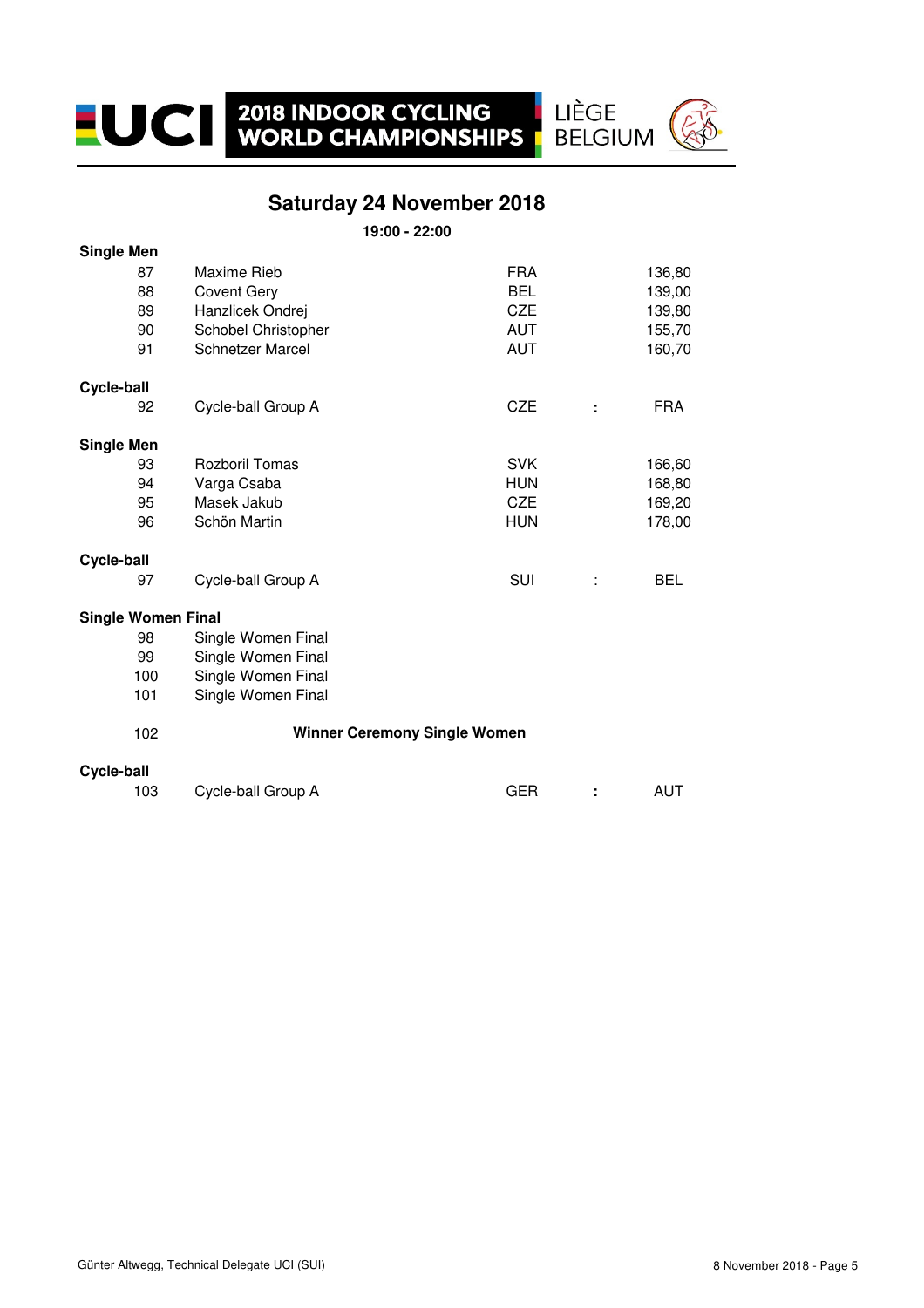UCI 2018 INDOOR CYCLING WORLD CHAMPIONSHIPS — LIÈGE BELGIUM

## Saturday 24 November 2018

**19:00 - 22:00**

**Single Men**

| | | | | |
|---|---|---|---|---|
| 87 | Maxime Rieb | FRA | | 136,80 |
| 88 | Covent Gery | BEL | | 139,00 |
| 89 | Hanzlicek Ondrej | CZE | | 139,80 |
| 90 | Schobel Christopher | AUT | | 155,70 |
| 91 | Schnetzer Marcel | AUT | | 160,70 |

**Cycle-ball**

| | | | | |
|---|---|---|---|---|
| 92 | Cycle-ball Group A | CZE | : | FRA |

**Single Men**

| | | | | |
|---|---|---|---|---|
| 93 | Rozboril Tomas | SVK | | 166,60 |
| 94 | Varga Csaba | HUN | | 168,80 |
| 95 | Masek Jakub | CZE | | 169,20 |
| 96 | Schön Martin | HUN | | 178,00 |

**Cycle-ball**

| | | | | |
|---|---|---|---|---|
| 97 | Cycle-ball Group A | SUI | : | BEL |

**Single Women Final**

| | |
|---|---|
| 98 | Single Women Final |
| 99 | Single Women Final |
| 100 | Single Women Final |
| 101 | Single Women Final |

102 **Winner Ceremony Single Women**

**Cycle-ball**

| | | | | |
|---|---|---|---|---|
| 103 | Cycle-ball Group A | GER | : | AUT |

Günter Altwegg, Technical Delegate UCI (SUI)

8 November 2018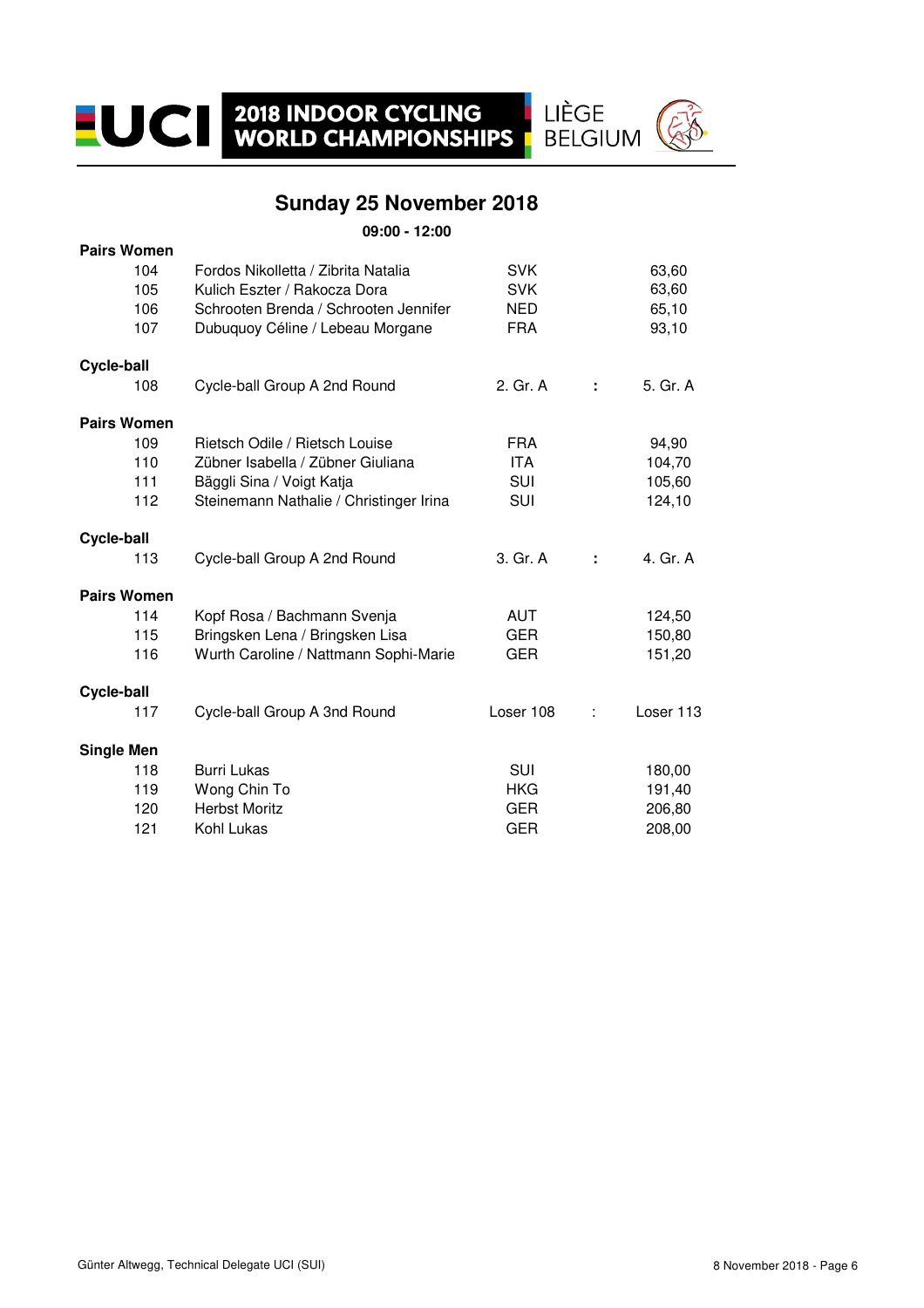# 2018 INDOOR CYCLING WORLD CHAMPIONSHIPS

LIÈGE BELGIUM

## Sunday 25 November 2018

**09:00 - 12:00**

| | | | | | |
|---|---|---|---|---|---|
| **Pairs Women** | | | | | |
| | 104 | Fordos Nikolletta / Zibrita Natalia | SVK | | 63,60 |
| | 105 | Kulich Eszter / Rakocza Dora | SVK | | 63,60 |
| | 106 | Schrooten Brenda / Schrooten Jennifer | NED | | 65,10 |
| | 107 | Dubuquoy Céline / Lebeau Morgane | FRA | | 93,10 |
| **Cycle-ball** | | | | | |
| | 108 | Cycle-ball Group A 2nd Round | 2. Gr. A | : | 5. Gr. A |
| **Pairs Women** | | | | | |
| | 109 | Rietsch Odile / Rietsch Louise | FRA | | 94,90 |
| | 110 | Zübner Isabella / Zübner Giuliana | ITA | | 104,70 |
| | 111 | Bäggli Sina / Voigt Katja | SUI | | 105,60 |
| | 112 | Steinemann Nathalie / Christinger Irina | SUI | | 124,10 |
| **Cycle-ball** | | | | | |
| | 113 | Cycle-ball Group A 2nd Round | 3. Gr. A | : | 4. Gr. A |
| **Pairs Women** | | | | | |
| | 114 | Kopf Rosa / Bachmann Svenja | AUT | | 124,50 |
| | 115 | Bringsken Lena / Bringsken Lisa | GER | | 150,80 |
| | 116 | Wurth Caroline / Nattmann Sophi-Marie | GER | | 151,20 |
| **Cycle-ball** | | | | | |
| | 117 | Cycle-ball Group A 3nd Round | Loser 108 | : | Loser 113 |
| **Single Men** | | | | | |
| | 118 | Burri Lukas | SUI | | 180,00 |
| | 119 | Wong Chin To | HKG | | 191,40 |
| | 120 | Herbst Moritz | GER | | 206,80 |
| | 121 | Kohl Lukas | GER | | 208,00 |

Günter Altwegg, Technical Delegate UCI (SUI)

8 November 2018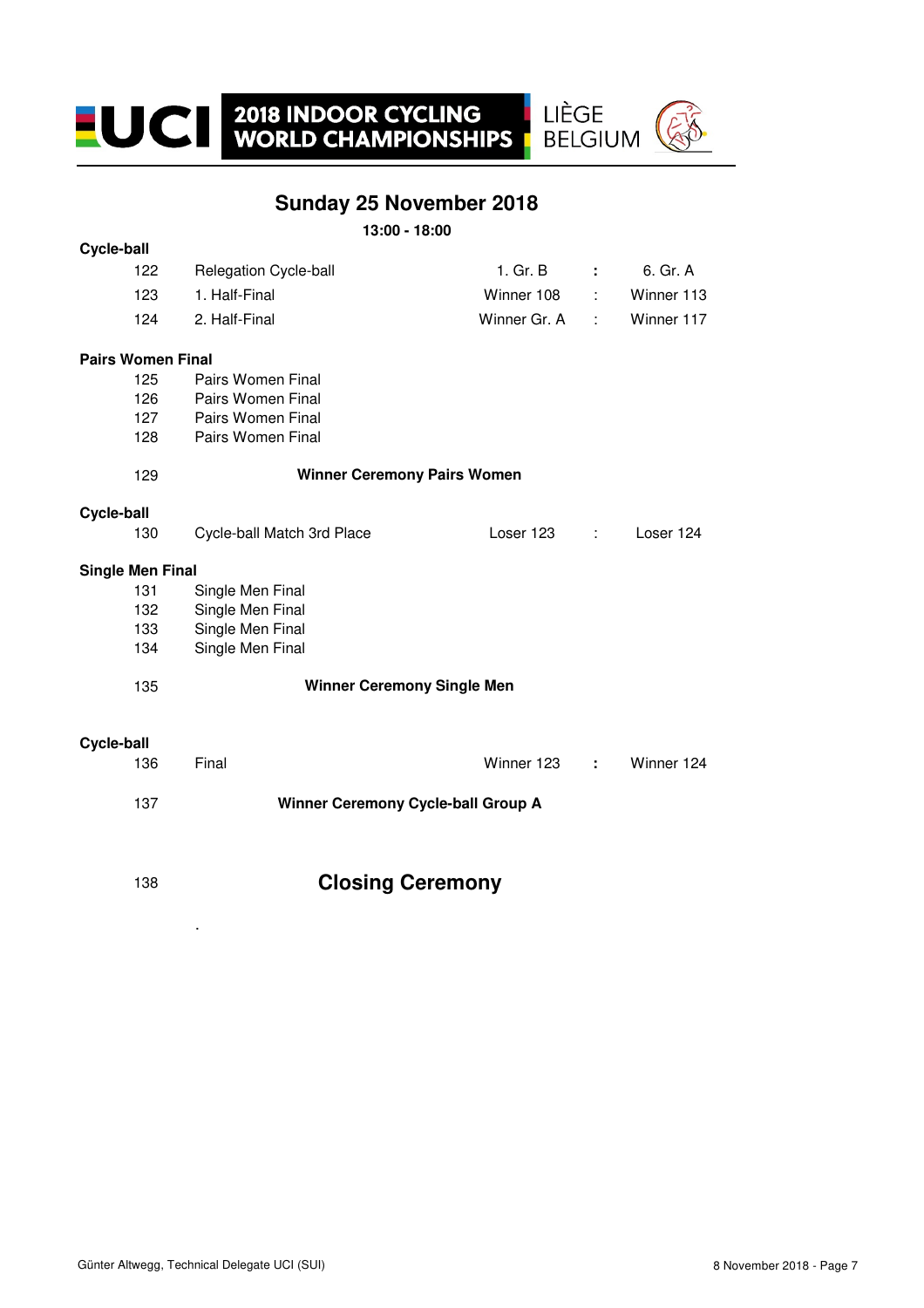2018 INDOOR CYCLING WORLD CHAMPIONSHIPS

LIÈGE BELGIUM

## Sunday 25 November 2018

**13:00 - 18:00**

**Cycle-ball**

| | | | | |
|---|---|---|---|---|
| 122 | Relegation Cycle-ball | 1. Gr. B | : | 6. Gr. A |
| 123 | 1. Half-Final | Winner 108 | : | Winner 113 |
| 124 | 2. Half-Final | Winner Gr. A | : | Winner 117 |

**Pairs Women Final**

125 Pairs Women Final
126 Pairs Women Final
127 Pairs Women Final
128 Pairs Women Final

129 **Winner Ceremony Pairs Women**

**Cycle-ball**

| | | | | |
|---|---|---|---|---|
| 130 | Cycle-ball Match 3rd Place | Loser 123 | : | Loser 124 |

**Single Men Final**

131 Single Men Final
132 Single Men Final
133 Single Men Final
134 Single Men Final

135 **Winner Ceremony Single Men**

**Cycle-ball**

| | | | | |
|---|---|---|---|---|
| 136 | Final | Winner 123 | : | Winner 124 |

137 **Winner Ceremony Cycle-ball Group A**

138 **Closing Ceremony**

.

Günter Altwegg, Technical Delegate UCI (SUI)

8 November 2018